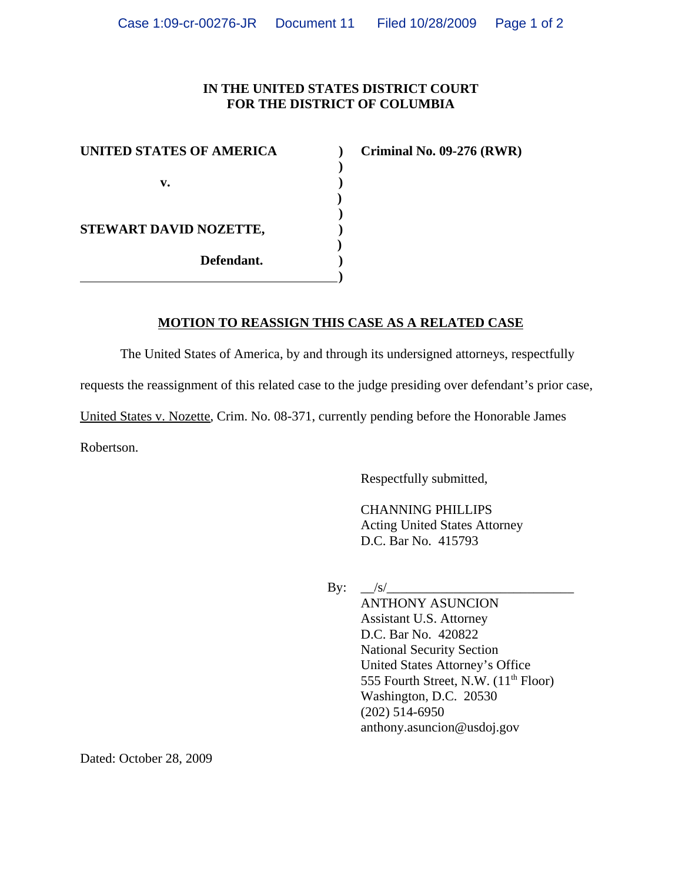**IN THE UNITED STATES DISTRICT COURT**
**FOR THE DISTRICT OF COLUMBIA**

| | | |
|---|---|---|
| **UNITED STATES OF AMERICA** | **)** | **Criminal No. 09-276 (RWR)** |
| | **)** | |
| **v.** | **)** | |
| | **)** | |
| | **)** | |
| **STEWART DAVID NOZETTE,** | **)** | |
| | **)** | |
| **Defendant.** | **)** | |
| | **)** | |

**MOTION TO REASSIGN THIS CASE AS A RELATED CASE**

The United States of America, by and through its undersigned attorneys, respectfully requests the reassignment of this related case to the judge presiding over defendant's prior case, United States v. Nozette, Crim. No. 08-371, currently pending before the Honorable James Robertson.

Respectfully submitted,

CHANNING PHILLIPS
Acting United States Attorney
D.C. Bar No. 415793

By: __/s/____________________________
ANTHONY ASUNCION
Assistant U.S. Attorney
D.C. Bar No. 420822
National Security Section
United States Attorney's Office
555 Fourth Street, N.W. (11th Floor)
Washington, D.C. 20530
(202) 514-6950
anthony.asuncion@usdoj.gov

Dated: October 28, 2009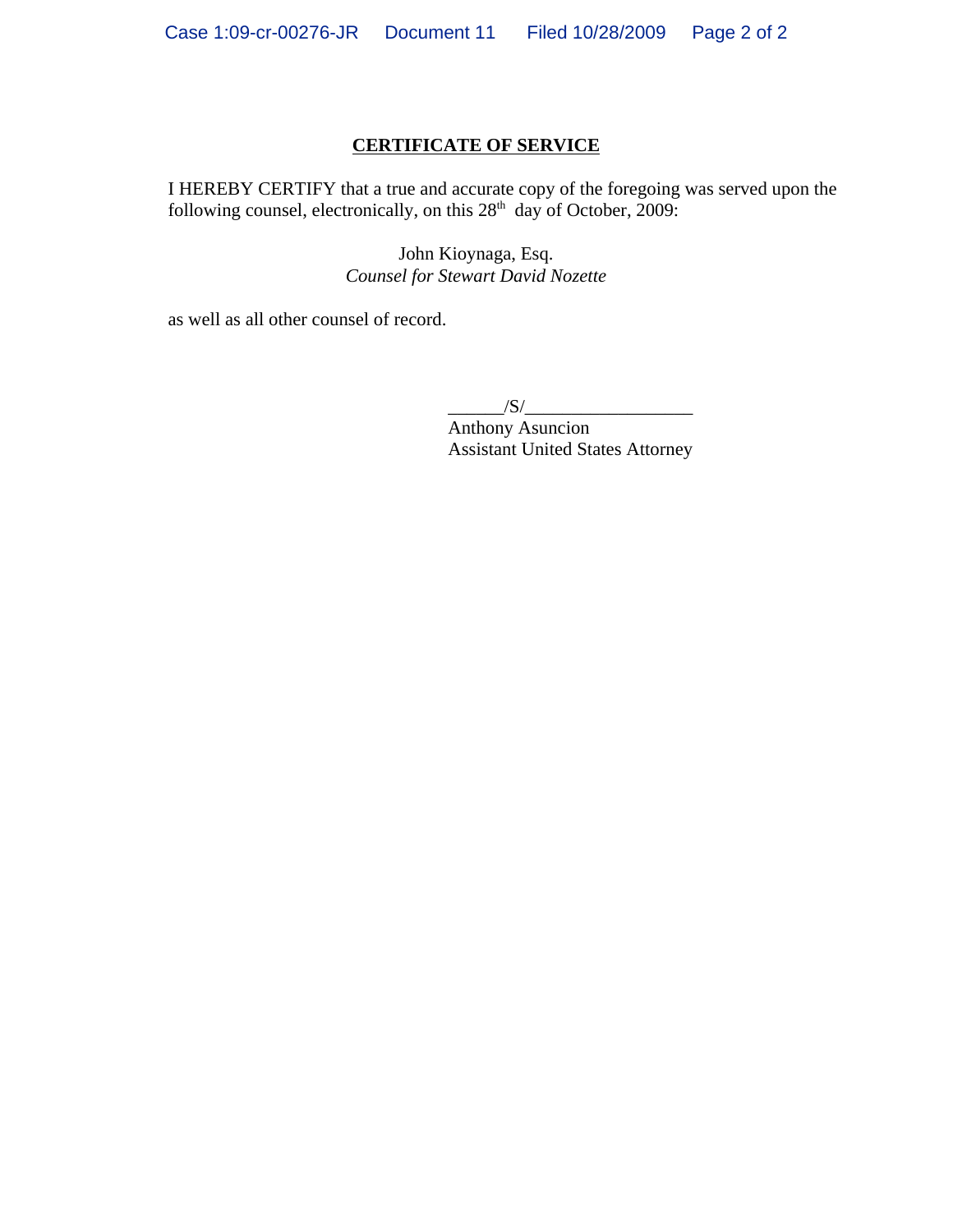**CERTIFICATE OF SERVICE**

I HEREBY CERTIFY that a true and accurate copy of the foregoing was served upon the following counsel, electronically, on this 28th day of October, 2009:

John Kioynaga, Esq.
*Counsel for Stewart David Nozette*

as well as all other counsel of record.

______/S/__________________
Anthony Asuncion
Assistant United States Attorney